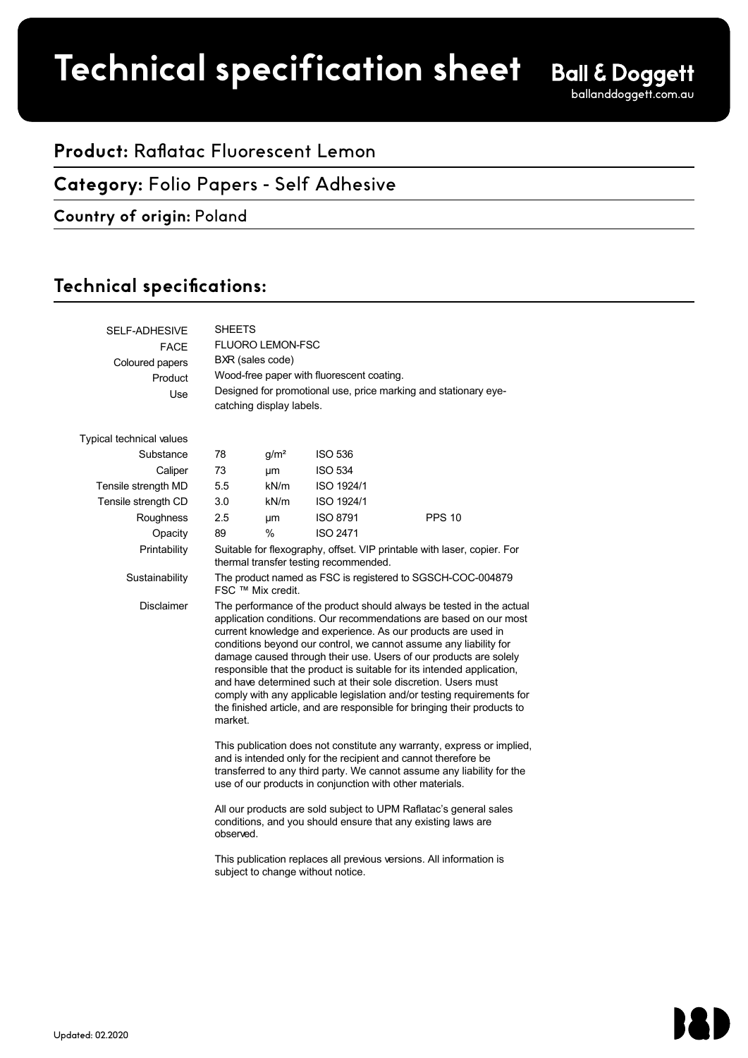# Technical specification sheet

**Ball & Doggett**
balllanddoggett.com.au

## **Product:** Raflatac Fluorescent Lemon

## **Category:** Folio Papers - Self Adhesive

**Country of origin:** Poland

## Technical specifications:

| | | | | |
|---|---|---|---|---|
| SELF-ADHESIVE | SHEETS | | | |
| FACE | FLUORO LEMON-FSC | | | |
| Coloured papers | BXR (sales code) | | | |
| Product | Wood-free paper with fluorescent coating. | | | |
| Use | Designed for promotional use, price marking and stationary eye-catching display labels. | | | |
| Typical technical values | | | | |
| Substance | 78 | g/m² | ISO 536 | |
| Caliper | 73 | µm | ISO 534 | |
| Tensile strength MD | 5.5 | kN/m | ISO 1924/1 | |
| Tensile strength CD | 3.0 | kN/m | ISO 1924/1 | |
| Roughness | 2.5 | µm | ISO 8791 | PPS 10 |
| Opacity | 89 | % | ISO 2471 | |
| Printability | Suitable for flexography, offset. VIP printable with laser, copier. For thermal transfer testing recommended. | | | |
| Sustainability | The product named as FSC is registered to SGSCH-COC-004879 FSC ™ Mix credit. | | | |

**Disclaimer**

The performance of the product should always be tested in the actual application conditions. Our recommendations are based on our most current knowledge and experience. As our products are used in conditions beyond our control, we cannot assume any liability for damage caused through their use. Users of our products are solely responsible that the product is suitable for its intended application, and have determined such at their sole discretion. Users must comply with any applicable legislation and/or testing requirements for the finished article, and are responsible for bringing their products to market.

This publication does not constitute any warranty, express or implied, and is intended only for the recipient and cannot therefore be transferred to any third party. We cannot assume any liability for the use of our products in conjunction with other materials.

All our products are sold subject to UPM Raflatac's general sales conditions, and you should ensure that any existing laws are observed.

This publication replaces all previous versions. All information is subject to change without notice.

Updated: 02.2020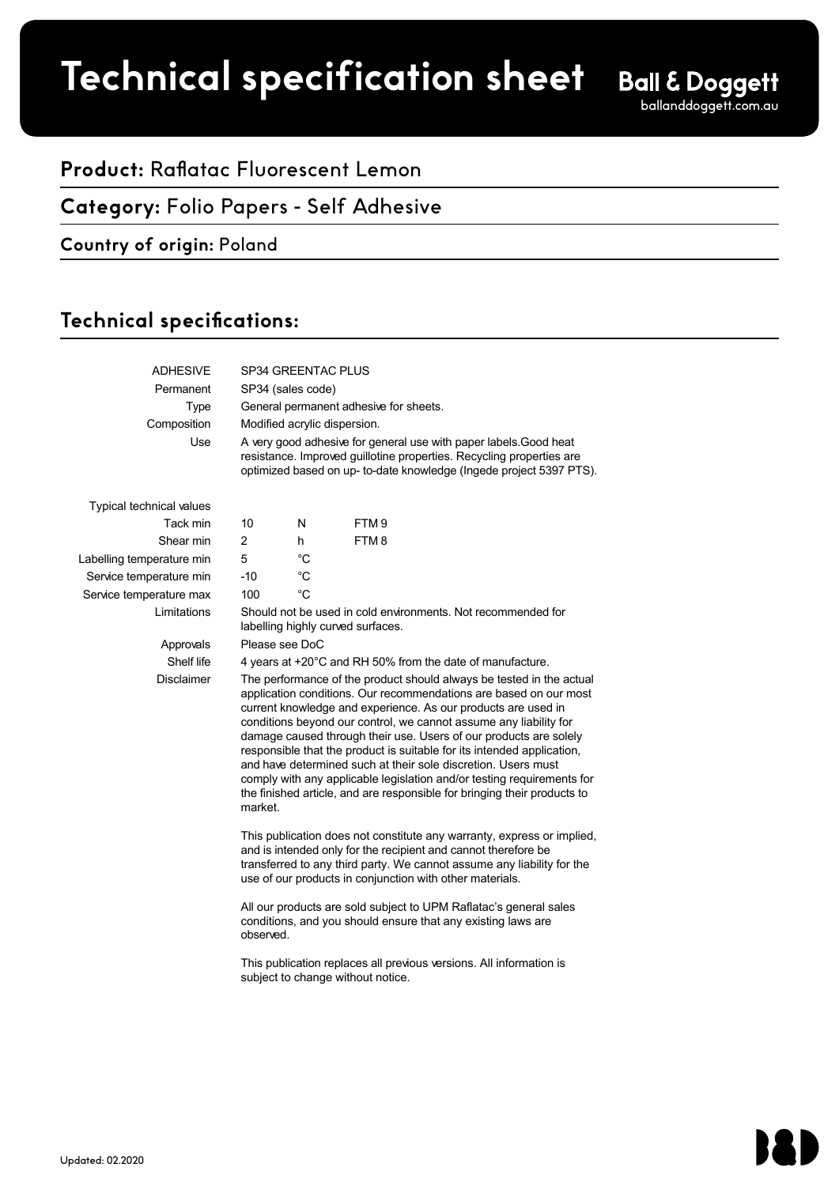# Technical specification sheet

Ball & Doggett
balllanddoggett.com.au

**Product:** Raflatac Fluorescent Lemon

**Category:** Folio Papers - Self Adhesive

**Country of origin:** Poland

## Technical specifications:

| | | | |
|---|---|---|---|
| ADHESIVE | SP34 GREENTAC PLUS | | |
| Permanent | SP34 (sales code) | | |
| Type | General permanent adhesive for sheets. | | |
| Composition | Modified acrylic dispersion. | | |
| Use | A very good adhesive for general use with paper labels.Good heat resistance. Improved guillotine properties. Recycling properties are optimized based on up- to-date knowledge (Ingede project 5397 PTS). | | |
| Typical technical values | | | |
| Tack min | 10 | N | FTM 9 |
| Shear min | 2 | h | FTM 8 |
| Labelling temperature min | 5 | °C | |
| Service temperature min | -10 | °C | |
| Service temperature max | 100 | °C | |
| Limitations | Should not be used in cold environments. Not recommended for labelling highly curved surfaces. | | |
| Approvals | Please see DoC | | |
| Shelf life | 4 years at +20°C and RH 50% from the date of manufacture. | | |

Disclaimer

The performance of the product should always be tested in the actual application conditions. Our recommendations are based on our most current knowledge and experience. As our products are used in conditions beyond our control, we cannot assume any liability for damage caused through their use. Users of our products are solely responsible that the product is suitable for its intended application, and have determined such at their sole discretion. Users must comply with any applicable legislation and/or testing requirements for the finished article, and are responsible for bringing their products to market.

This publication does not constitute any warranty, express or implied, and is intended only for the recipient and cannot therefore be transferred to any third party. We cannot assume any liability for the use of our products in conjunction with other materials.

All our products are sold subject to UPM Raflatac's general sales conditions, and you should ensure that any existing laws are observed.

This publication replaces all previous versions. All information is subject to change without notice.

Updated: 02.2020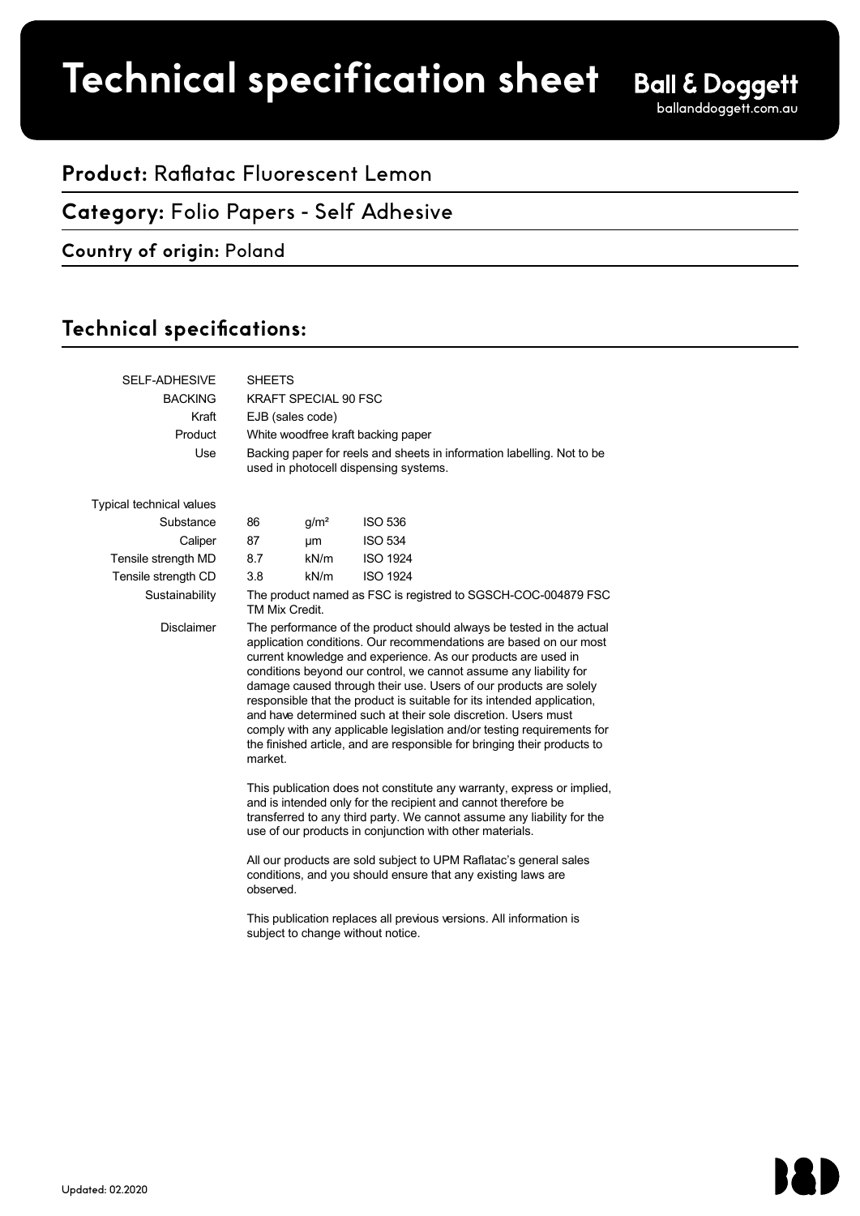# Technical specification sheet

**Ball & Doggett**
balanddoggett.com.au

## **Product:** Raflatac Fluorescent Lemon

## **Category:** Folio Papers - Self Adhesive

### **Country of origin:** Poland

## Technical specifications:

| | | | |
|---|---|---|---|
| SELF-ADHESIVE | SHEETS | | |
| BACKING | KRAFT SPECIAL 90 FSC | | |
| Kraft | EJB (sales code) | | |
| Product | White woodfree kraft backing paper | | |
| Use | Backing paper for reels and sheets in information labelling. Not to be used in photocell dispensing systems. | | |
| Typical technical values | | | |
| Substance | 86 | g/m² | ISO 536 |
| Caliper | 87 | µm | ISO 534 |
| Tensile strength MD | 8.7 | kN/m | ISO 1924 |
| Tensile strength CD | 3.8 | kN/m | ISO 1924 |
| Sustainability | The product named as FSC is registred to SGSCH-COC-004879 FSC TM Mix Credit. | | |
| Disclaimer | The performance of the product should always be tested in the actual application conditions. Our recommendations are based on our most current knowledge and experience. As our products are used in conditions beyond our control, we cannot assume any liability for damage caused through their use. Users of our products are solely responsible that the product is suitable for its intended application, and have determined such at their sole discretion. Users must comply with any applicable legislation and/or testing requirements for the finished article, and are responsible for bringing their products to market. | | |

This publication does not constitute any warranty, express or implied, and is intended only for the recipient and cannot therefore be transferred to any third party. We cannot assume any liability for the use of our products in conjunction with other materials.

All our products are sold subject to UPM Raflatac's general sales conditions, and you should ensure that any existing laws are observed.

This publication replaces all previous versions. All information is subject to change without notice.

Updated: 02.2020